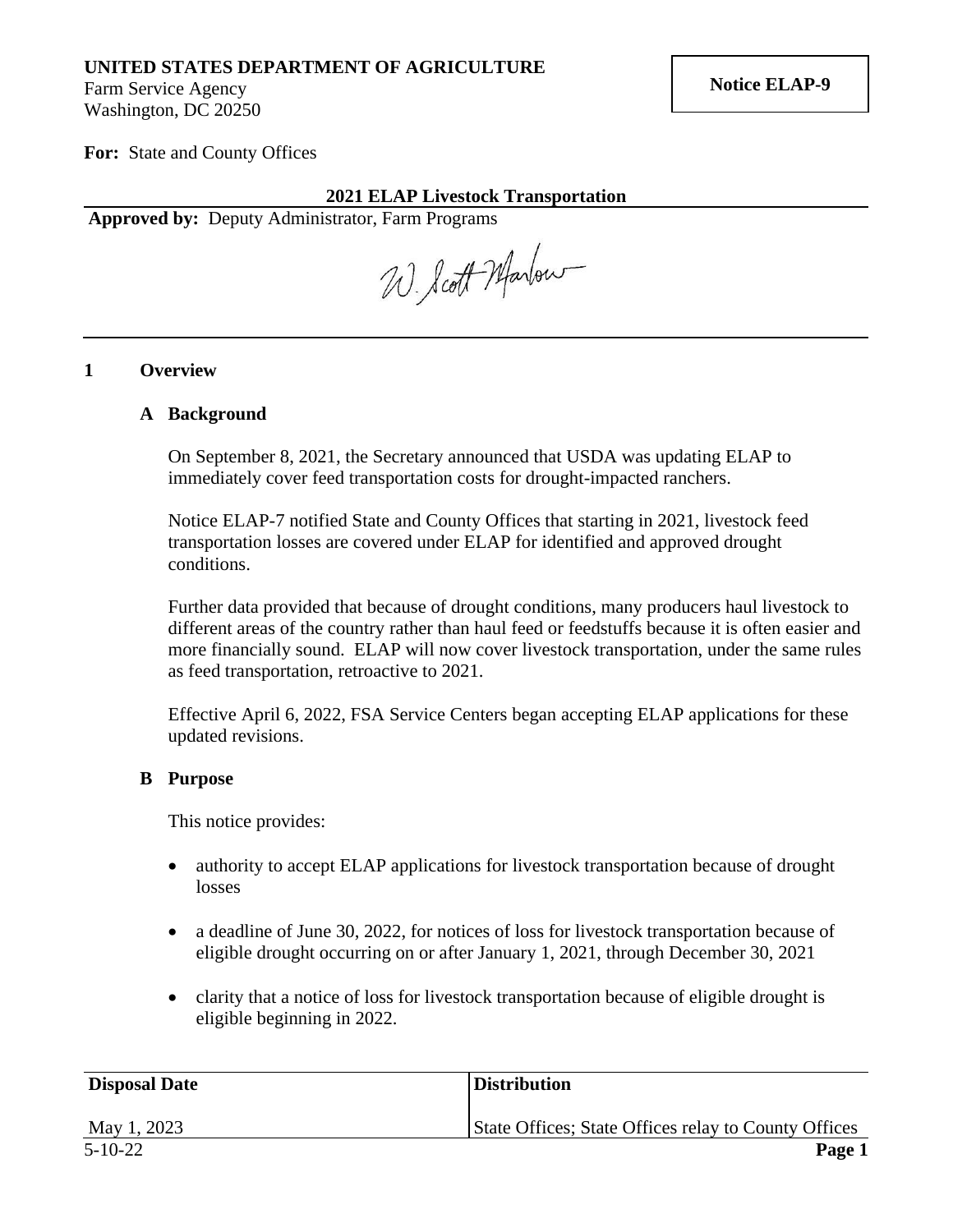**UNITED STATES DEPARTMENT OF AGRICULTURE**
Farm Service Agency
Washington, DC 20250

**Notice ELAP-9**

**For:** State and County Offices

**2021 ELAP Livestock Transportation**

**Approved by:** Deputy Administrator, Farm Programs

W. Scott Marlow

## 1 Overview

### A Background

On September 8, 2021, the Secretary announced that USDA was updating ELAP to immediately cover feed transportation costs for drought-impacted ranchers.

Notice ELAP-7 notified State and County Offices that starting in 2021, livestock feed transportation losses are covered under ELAP for identified and approved drought conditions.

Further data provided that because of drought conditions, many producers haul livestock to different areas of the country rather than haul feed or feedstuffs because it is often easier and more financially sound. ELAP will now cover livestock transportation, under the same rules as feed transportation, retroactive to 2021.

Effective April 6, 2022, FSA Service Centers began accepting ELAP applications for these updated revisions.

### B Purpose

This notice provides:

- authority to accept ELAP applications for livestock transportation because of drought losses
- a deadline of June 30, 2022, for notices of loss for livestock transportation because of eligible drought occurring on or after January 1, 2021, through December 30, 2021
- clarity that a notice of loss for livestock transportation because of eligible drought is eligible beginning in 2022.

| Disposal Date | Distribution |
|---|---|
| May 1, 2023 | State Offices; State Offices relay to County Offices |

5-10-22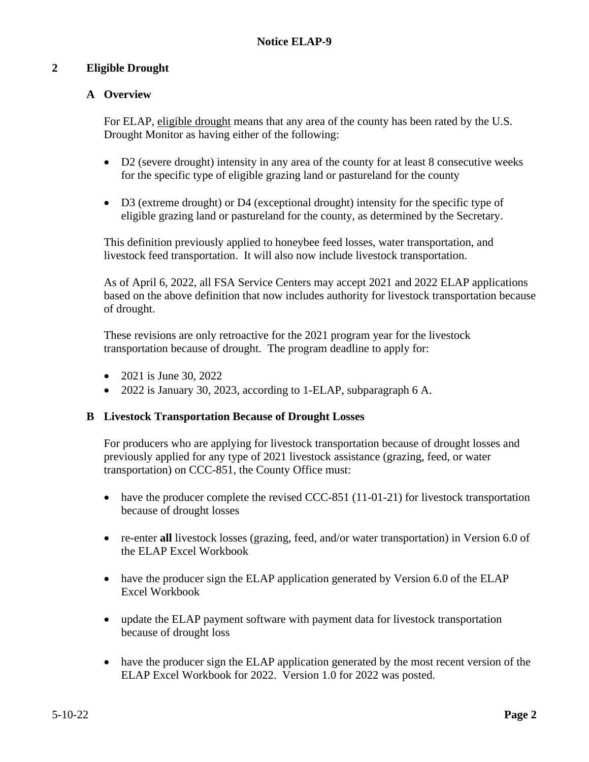## 2 Eligible Drought

### A Overview

For ELAP, eligible drought means that any area of the county has been rated by the U.S. Drought Monitor as having either of the following:

- D2 (severe drought) intensity in any area of the county for at least 8 consecutive weeks for the specific type of eligible grazing land or pastureland for the county
- D3 (extreme drought) or D4 (exceptional drought) intensity for the specific type of eligible grazing land or pastureland for the county, as determined by the Secretary.

This definition previously applied to honeybee feed losses, water transportation, and livestock feed transportation. It will also now include livestock transportation.

As of April 6, 2022, all FSA Service Centers may accept 2021 and 2022 ELAP applications based on the above definition that now includes authority for livestock transportation because of drought.

These revisions are only retroactive for the 2021 program year for the livestock transportation because of drought. The program deadline to apply for:

- 2021 is June 30, 2022
- 2022 is January 30, 2023, according to 1-ELAP, subparagraph 6 A.

### B Livestock Transportation Because of Drought Losses

For producers who are applying for livestock transportation because of drought losses and previously applied for any type of 2021 livestock assistance (grazing, feed, or water transportation) on CCC-851, the County Office must:

- have the producer complete the revised CCC-851 (11-01-21) for livestock transportation because of drought losses
- re-enter **all** livestock losses (grazing, feed, and/or water transportation) in Version 6.0 of the ELAP Excel Workbook
- have the producer sign the ELAP application generated by Version 6.0 of the ELAP Excel Workbook
- update the ELAP payment software with payment data for livestock transportation because of drought loss
- have the producer sign the ELAP application generated by the most recent version of the ELAP Excel Workbook for 2022. Version 1.0 for 2022 was posted.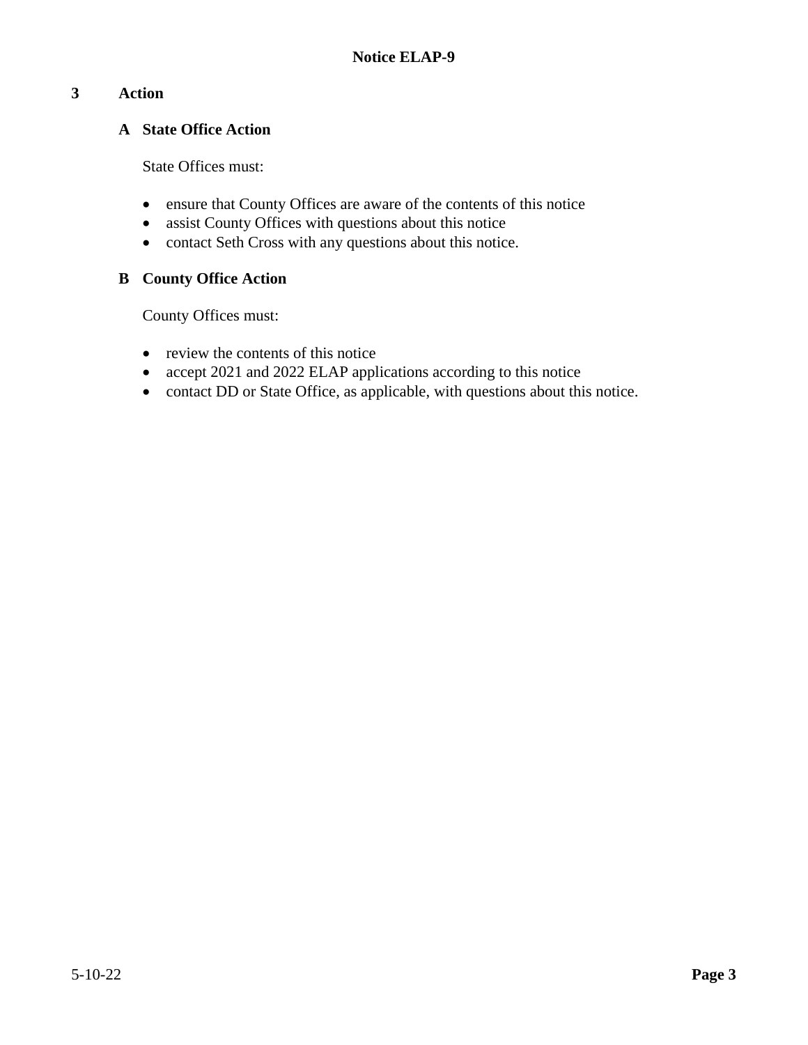## 3 Action

### A State Office Action

State Offices must:

- ensure that County Offices are aware of the contents of this notice
- assist County Offices with questions about this notice
- contact Seth Cross with any questions about this notice.

### B County Office Action

County Offices must:

- review the contents of this notice
- accept 2021 and 2022 ELAP applications according to this notice
- contact DD or State Office, as applicable, with questions about this notice.